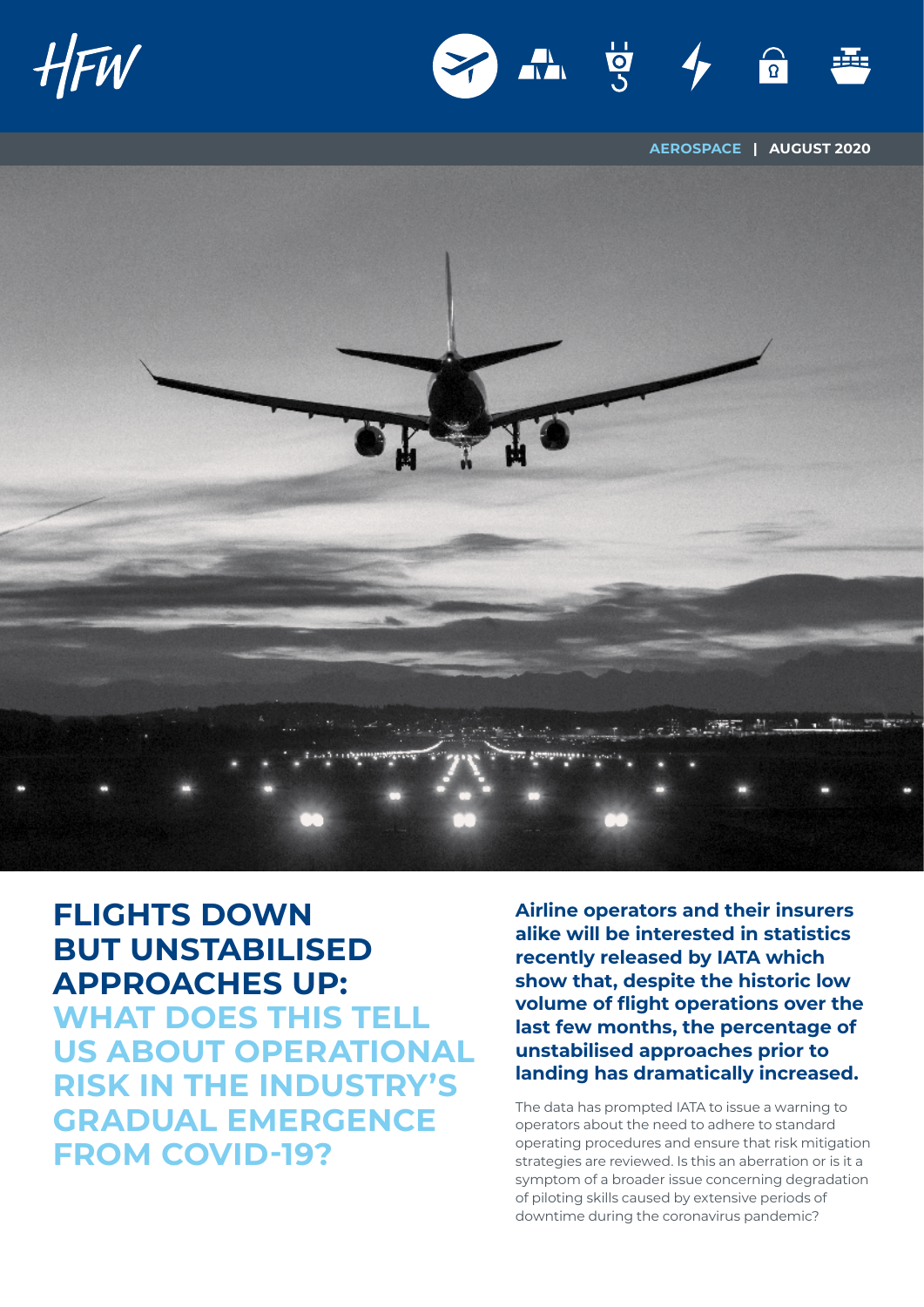HFW

AEROSPACE | AUGUST 2020

# FLIGHTS DOWN BUT UNSTABILISED APPROACHES UP: WHAT DOES THIS TELL US ABOUT OPERATIONAL RISK IN THE INDUSTRY'S GRADUAL EMERGENCE FROM COVID-19?

**Airline operators and their insurers alike will be interested in statistics recently released by IATA which show that, despite the historic low volume of flight operations over the last few months, the percentage of unstabilised approaches prior to landing has dramatically increased.**

The data has prompted IATA to issue a warning to operators about the need to adhere to standard operating procedures and ensure that risk mitigation strategies are reviewed. Is this an aberration or is it a symptom of a broader issue concerning degradation of piloting skills caused by extensive periods of downtime during the coronavirus pandemic?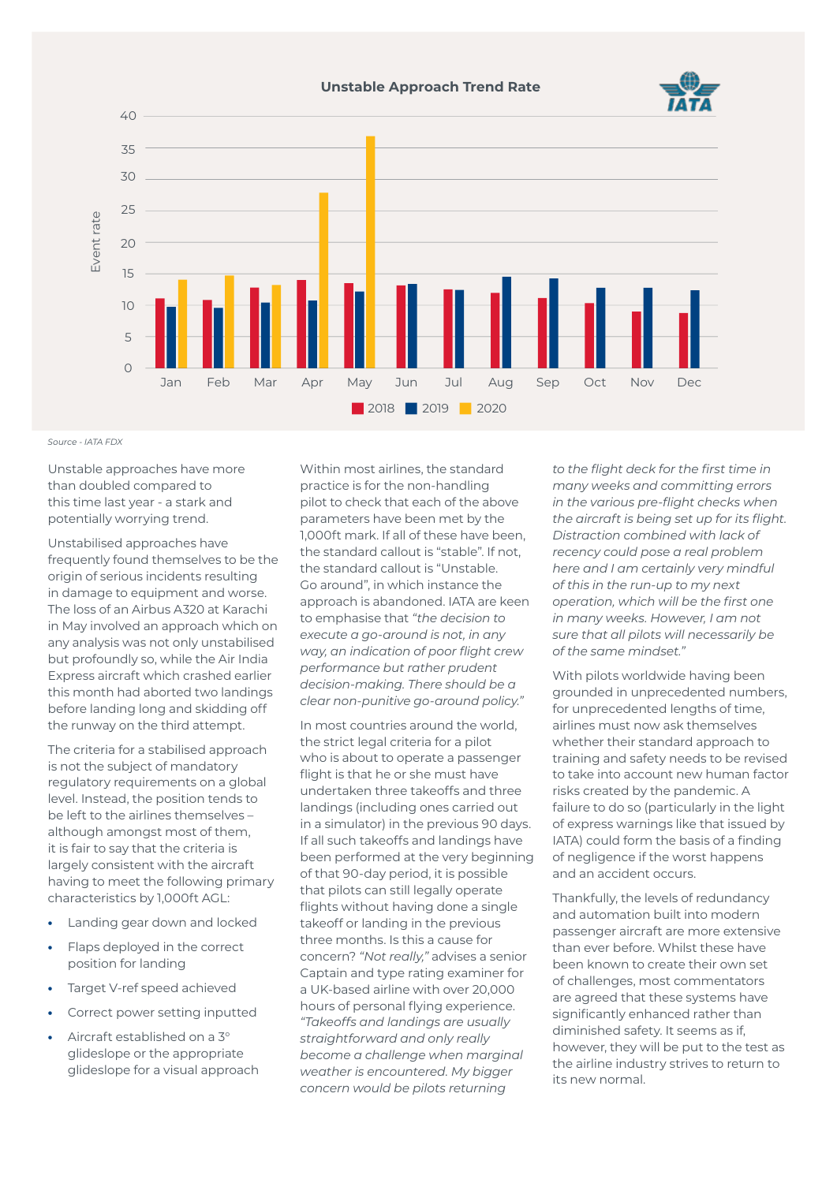**Unstable Approach Trend Rate**

Source - IATA FDX

Unstable approaches have more than doubled compared to this time last year - a stark and potentially worrying trend.

Unstabilised approaches have frequently found themselves to be the origin of serious incidents resulting in damage to equipment and worse. The loss of an Airbus A320 at Karachi in May involved an approach which on any analysis was not only unstabilised but profoundly so, while the Air India Express aircraft which crashed earlier this month had aborted two landings before landing long and skidding off the runway on the third attempt.

The criteria for a stabilised approach is not the subject of mandatory regulatory requirements on a global level. Instead, the position tends to be left to the airlines themselves – although amongst most of them, it is fair to say that the criteria is largely consistent with the aircraft having to meet the following primary characteristics by 1,000ft AGL:

- Landing gear down and locked
- Flaps deployed in the correct position for landing
- Target V-ref speed achieved
- Correct power setting inputted
- Aircraft established on a 3° glideslope or the appropriate glideslope for a visual approach

Within most airlines, the standard practice is for the non-handling pilot to check that each of the above parameters have been met by the 1,000ft mark. If all of these have been, the standard callout is "stable". If not, the standard callout is "Unstable. Go around", in which instance the approach is abandoned. IATA are keen to emphasise that *"the decision to execute a go-around is not, in any way, an indication of poor flight crew performance but rather prudent decision-making. There should be a clear non-punitive go-around policy."*

In most countries around the world, the strict legal criteria for a pilot who is about to operate a passenger flight is that he or she must have undertaken three takeoffs and three landings (including ones carried out in a simulator) in the previous 90 days. If all such takeoffs and landings have been performed at the very beginning of that 90-day period, it is possible that pilots can still legally operate flights without having done a single takeoff or landing in the previous three months. Is this a cause for concern? *"Not really,"* advises a senior Captain and type rating examiner for a UK-based airline with over 20,000 hours of personal flying experience. *"Takeoffs and landings are usually straightforward and only really become a challenge when marginal weather is encountered. My bigger concern would be pilots returning to the flight deck for the first time in many weeks and committing errors in the various pre-flight checks when the aircraft is being set up for its flight. Distraction combined with lack of recency could pose a real problem here and I am certainly very mindful of this in the run-up to my next operation, which will be the first one in many weeks. However, I am not sure that all pilots will necessarily be of the same mindset."*

With pilots worldwide having been grounded in unprecedented numbers, for unprecedented lengths of time, airlines must now ask themselves whether their standard approach to training and safety needs to be revised to take into account new human factor risks created by the pandemic. A failure to do so (particularly in the light of express warnings like that issued by IATA) could form the basis of a finding of negligence if the worst happens and an accident occurs.

Thankfully, the levels of redundancy and automation built into modern passenger aircraft are more extensive than ever before. Whilst these have been known to create their own set of challenges, most commentators are agreed that these systems have significantly enhanced rather than diminished safety. It seems as if, however, they will be put to the test as the airline industry strives to return to its new normal.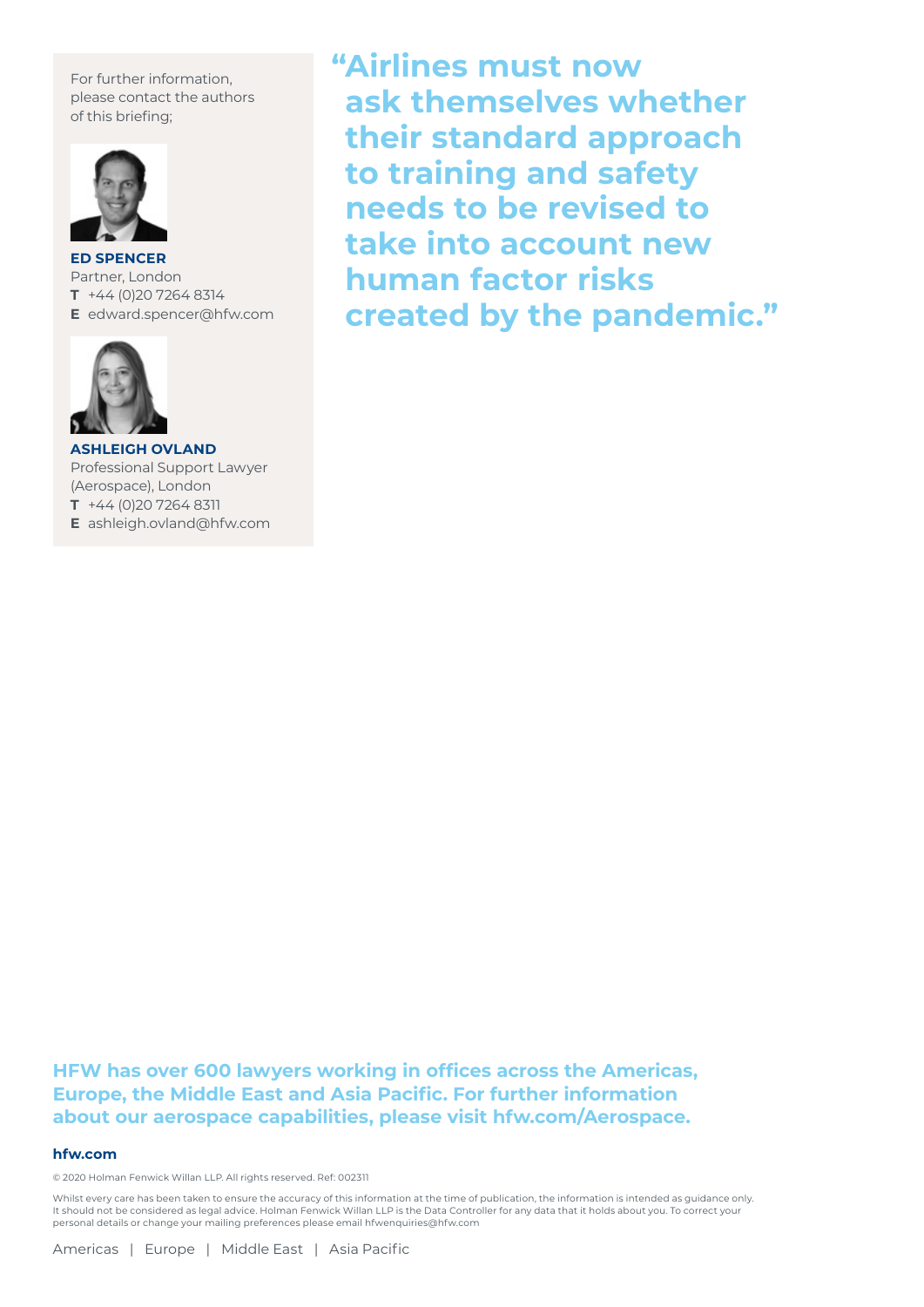For further information, please contact the authors of this briefing;

**ED SPENCER**
Partner, London
**T** +44 (0)20 7264 8314
**E** edward.spencer@hfw.com

**ASHLEIGH OVLAND**
Professional Support Lawyer (Aerospace), London
**T** +44 (0)20 7264 8311
**E** ashleigh.ovland@hfw.com

**"Airlines must now ask themselves whether their standard approach to training and safety needs to be revised to take into account new human factor risks created by the pandemic."**

**HFW has over 600 lawyers working in offices across the Americas, Europe, the Middle East and Asia Pacific. For further information about our aerospace capabilities, please visit hfw.com/Aerospace.**

**hfw.com**

© 2020 Holman Fenwick Willan LLP. All rights reserved. Ref: 002311

Whilst every care has been taken to ensure the accuracy of this information at the time of publication, the information is intended as guidance only. It should not be considered as legal advice. Holman Fenwick Willan LLP is the Data Controller for any data that it holds about you. To correct your personal details or change your mailing preferences please email hfwenquiries@hfw.com

Americas | Europe | Middle East | Asia Pacific